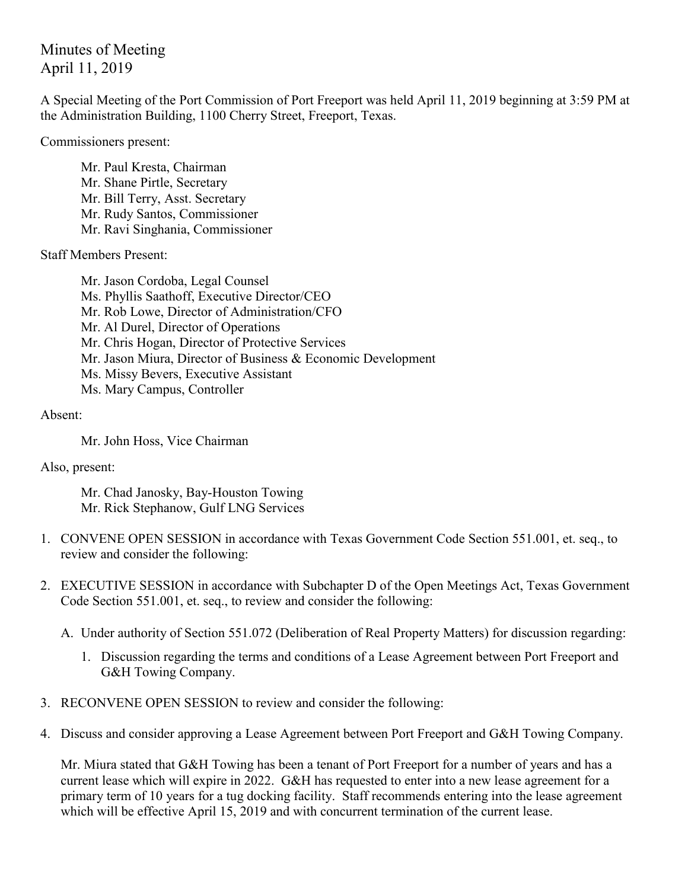# Minutes of Meeting
April 11, 2019

A Special Meeting of the Port Commission of Port Freeport was held April 11, 2019 beginning at 3:59 PM at the Administration Building, 1100 Cherry Street, Freeport, Texas.

Commissioners present:

- Mr. Paul Kresta, Chairman
- Mr. Shane Pirtle, Secretary
- Mr. Bill Terry, Asst. Secretary
- Mr. Rudy Santos, Commissioner
- Mr. Ravi Singhania, Commissioner

Staff Members Present:

- Mr. Jason Cordoba, Legal Counsel
- Ms. Phyllis Saathoff, Executive Director/CEO
- Mr. Rob Lowe, Director of Administration/CFO
- Mr. Al Durel, Director of Operations
- Mr. Chris Hogan, Director of Protective Services
- Mr. Jason Miura, Director of Business & Economic Development
- Ms. Missy Bevers, Executive Assistant
- Ms. Mary Campus, Controller

Absent:

- Mr. John Hoss, Vice Chairman

Also, present:

- Mr. Chad Janosky, Bay-Houston Towing
- Mr. Rick Stephanow, Gulf LNG Services

1. CONVENE OPEN SESSION in accordance with Texas Government Code Section 551.001, et. seq., to review and consider the following:

2. EXECUTIVE SESSION in accordance with Subchapter D of the Open Meetings Act, Texas Government Code Section 551.001, et. seq., to review and consider the following:

   A. Under authority of Section 551.072 (Deliberation of Real Property Matters) for discussion regarding:

      1. Discussion regarding the terms and conditions of a Lease Agreement between Port Freeport and G&H Towing Company.

3. RECONVENE OPEN SESSION to review and consider the following:

4. Discuss and consider approving a Lease Agreement between Port Freeport and G&H Towing Company.

   Mr. Miura stated that G&H Towing has been a tenant of Port Freeport for a number of years and has a current lease which will expire in 2022. G&H has requested to enter into a new lease agreement for a primary term of 10 years for a tug docking facility. Staff recommends entering into the lease agreement which will be effective April 15, 2019 and with concurrent termination of the current lease.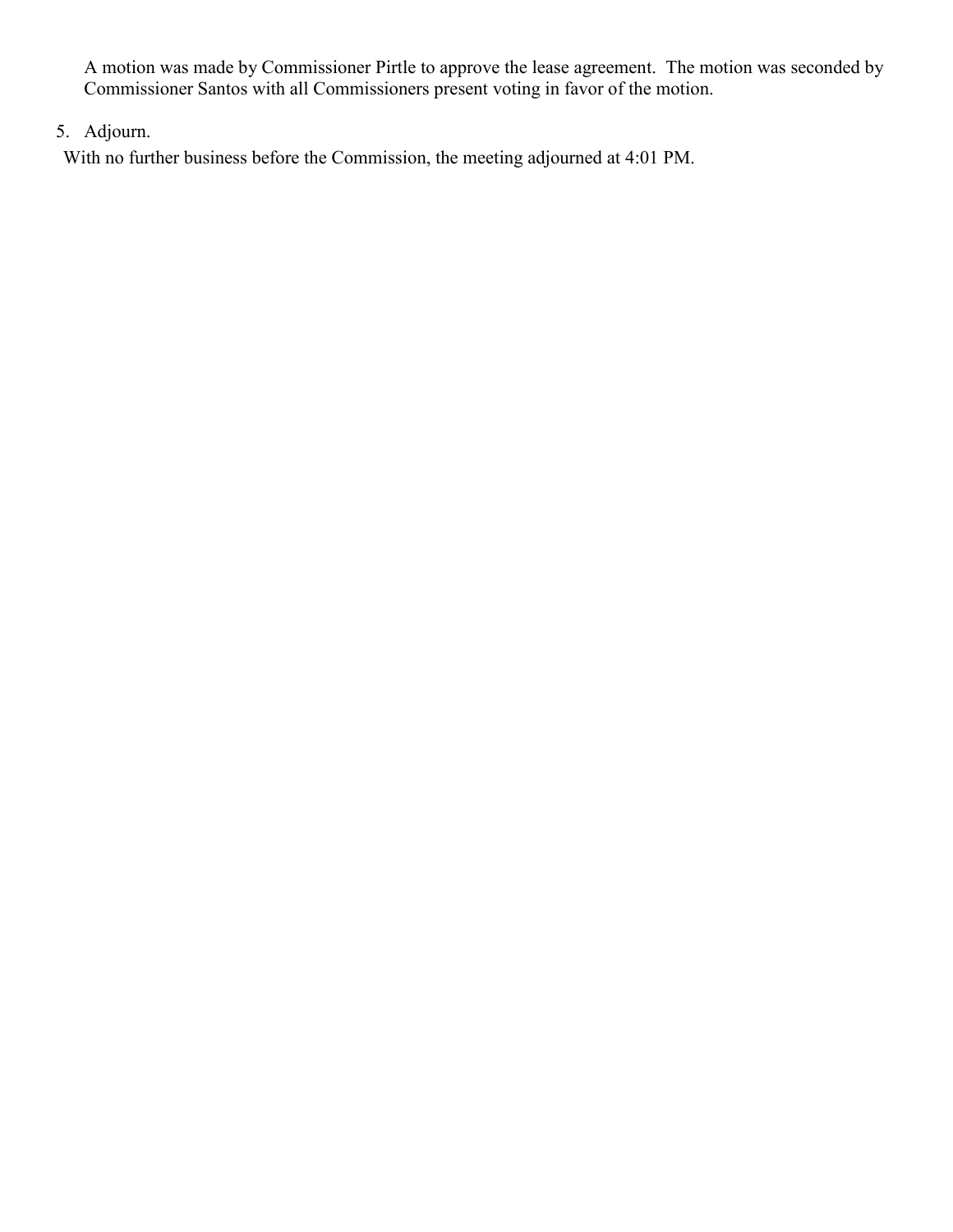A motion was made by Commissioner Pirtle to approve the lease agreement. The motion was seconded by Commissioner Santos with all Commissioners present voting in favor of the motion.

5. Adjourn.

With no further business before the Commission, the meeting adjourned at 4:01 PM.